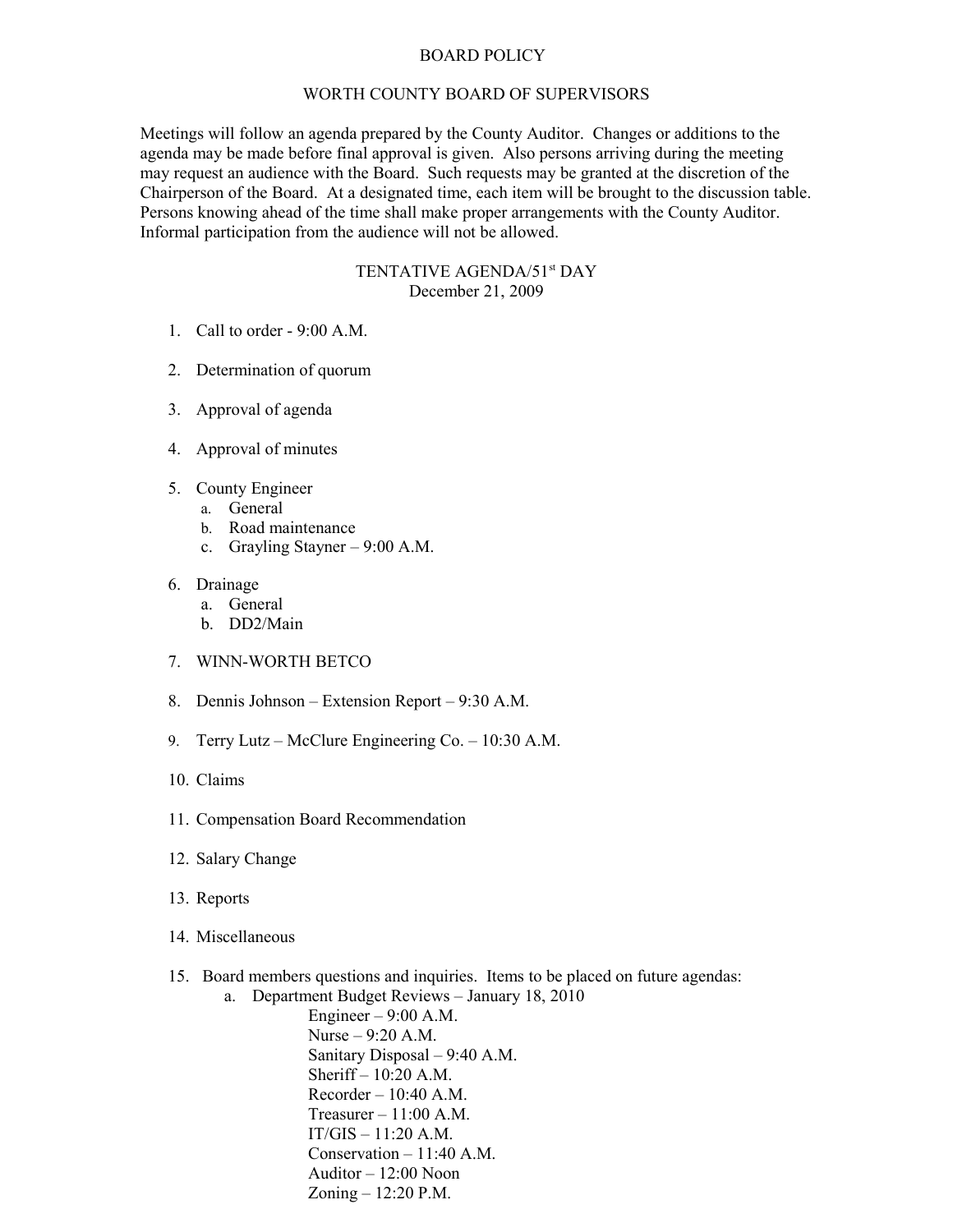# BOARD POLICY

## WORTH COUNTY BOARD OF SUPERVISORS

Meetings will follow an agenda prepared by the County Auditor. Changes or additions to the agenda may be made before final approval is given. Also persons arriving during the meeting may request an audience with the Board. Such requests may be granted at the discretion of the Chairperson of the Board. At a designated time, each item will be brought to the discussion table. Persons knowing ahead of the time shall make proper arrangements with the County Auditor. Informal participation from the audience will not be allowed.

### TENTATIVE AGENDA/51st DAY
December 21, 2009

1. Call to order - 9:00 A.M.

2. Determination of quorum

3. Approval of agenda

4. Approval of minutes

5. County Engineer
   a. General
   b. Road maintenance
   c. Grayling Stayner – 9:00 A.M.

6. Drainage
   a. General
   b. DD2/Main

7. WINN-WORTH BETCO

8. Dennis Johnson – Extension Report – 9:30 A.M.

9. Terry Lutz – McClure Engineering Co. – 10:30 A.M.

10. Claims

11. Compensation Board Recommendation

12. Salary Change

13. Reports

14. Miscellaneous

15. Board members questions and inquiries. Items to be placed on future agendas:
    a. Department Budget Reviews – January 18, 2010
       - Engineer – 9:00 A.M.
       - Nurse – 9:20 A.M.
       - Sanitary Disposal – 9:40 A.M.
       - Sheriff – 10:20 A.M.
       - Recorder – 10:40 A.M.
       - Treasurer – 11:00 A.M.
       - IT/GIS – 11:20 A.M.
       - Conservation – 11:40 A.M.
       - Auditor – 12:00 Noon
       - Zoning – 12:20 P.M.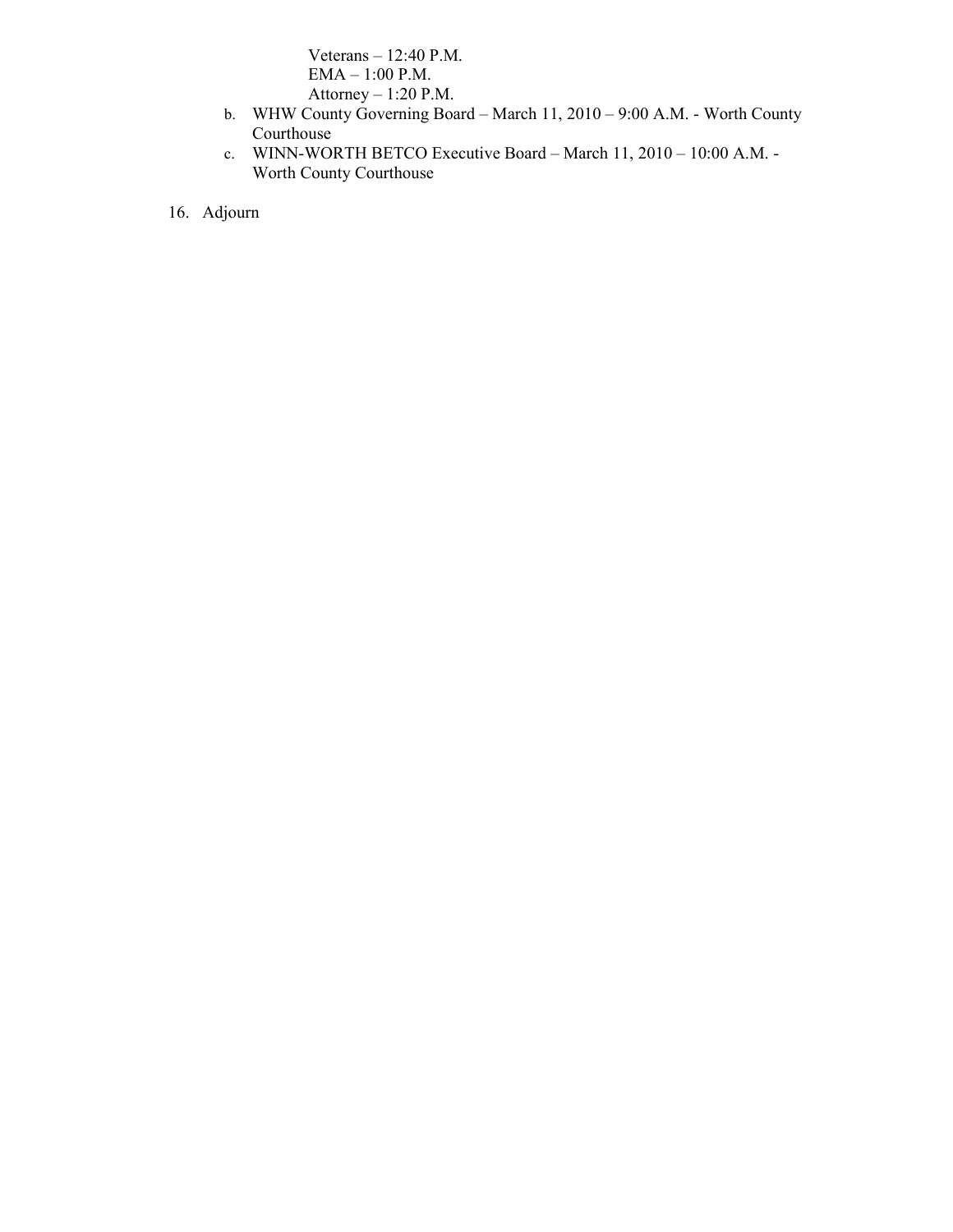Veterans – 12:40 P.M.
EMA – 1:00 P.M.
Attorney – 1:20 P.M.

b. WHW County Governing Board – March 11, 2010 – 9:00 A.M. - Worth County Courthouse
c. WINN-WORTH BETCO Executive Board – March 11, 2010 – 10:00 A.M. - Worth County Courthouse

16. Adjourn